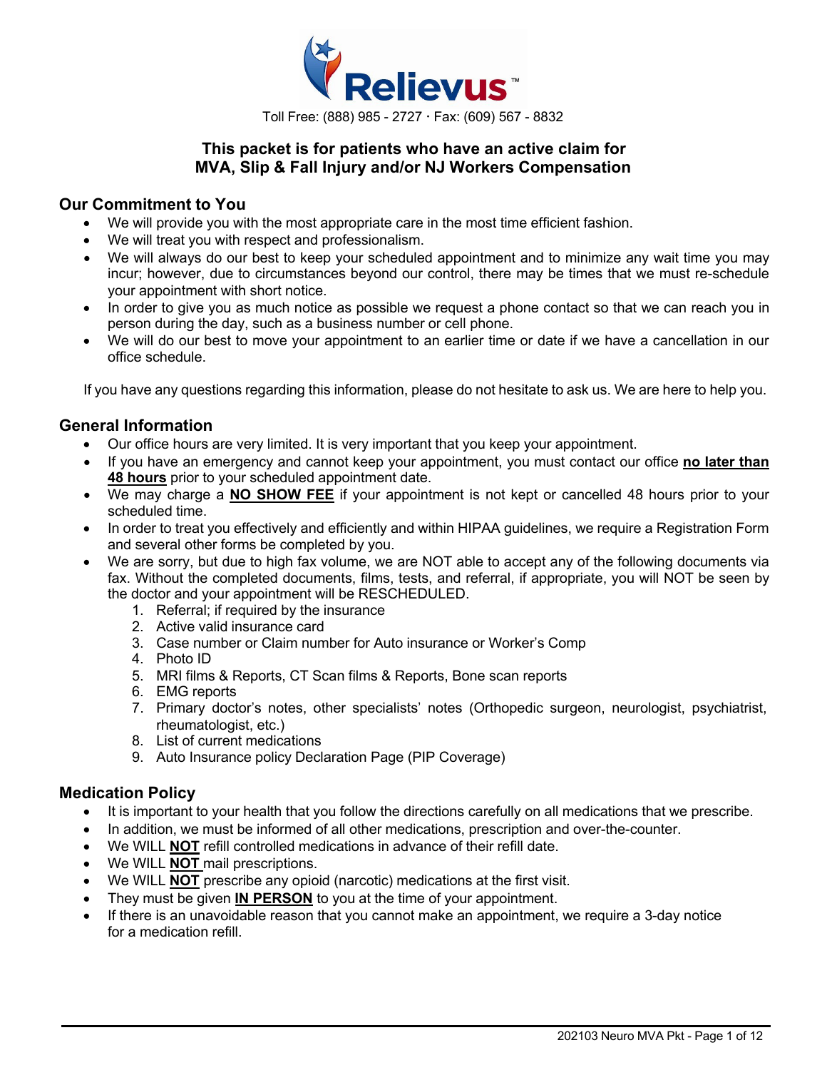Relievus™

Toll Free: (888) 985 - 2727 · Fax: (609) 567 - 8832

**This packet is for patients who have an active claim for MVA, Slip & Fall Injury and/or NJ Workers Compensation**

## Our Commitment to You

- We will provide you with the most appropriate care in the most time efficient fashion.
- We will treat you with respect and professionalism.
- We will always do our best to keep your scheduled appointment and to minimize any wait time you may incur; however, due to circumstances beyond our control, there may be times that we must re-schedule your appointment with short notice.
- In order to give you as much notice as possible we request a phone contact so that we can reach you in person during the day, such as a business number or cell phone.
- We will do our best to move your appointment to an earlier time or date if we have a cancellation in our office schedule.

If you have any questions regarding this information, please do not hesitate to ask us. We are here to help you.

## General Information

- Our office hours are very limited. It is very important that you keep your appointment.
- If you have an emergency and cannot keep your appointment, you must contact our office **no later than 48 hours** prior to your scheduled appointment date.
- We may charge a **NO SHOW FEE** if your appointment is not kept or cancelled 48 hours prior to your scheduled time.
- In order to treat you effectively and efficiently and within HIPAA guidelines, we require a Registration Form and several other forms be completed by you.
- We are sorry, but due to high fax volume, we are NOT able to accept any of the following documents via fax. Without the completed documents, films, tests, and referral, if appropriate, you will NOT be seen by the doctor and your appointment will be RESCHEDULED.
  1. Referral; if required by the insurance
  2. Active valid insurance card
  3. Case number or Claim number for Auto insurance or Worker's Comp
  4. Photo ID
  5. MRI films & Reports, CT Scan films & Reports, Bone scan reports
  6. EMG reports
  7. Primary doctor's notes, other specialists' notes (Orthopedic surgeon, neurologist, psychiatrist, rheumatologist, etc.)
  8. List of current medications
  9. Auto Insurance policy Declaration Page (PIP Coverage)

## Medication Policy

- It is important to your health that you follow the directions carefully on all medications that we prescribe.
- In addition, we must be informed of all other medications, prescription and over-the-counter.
- We WILL **NOT** refill controlled medications in advance of their refill date.
- We WILL **NOT** mail prescriptions.
- We WILL **NOT** prescribe any opioid (narcotic) medications at the first visit.
- They must be given **IN PERSON** to you at the time of your appointment.
- If there is an unavoidable reason that you cannot make an appointment, we require a 3-day notice for a medication refill.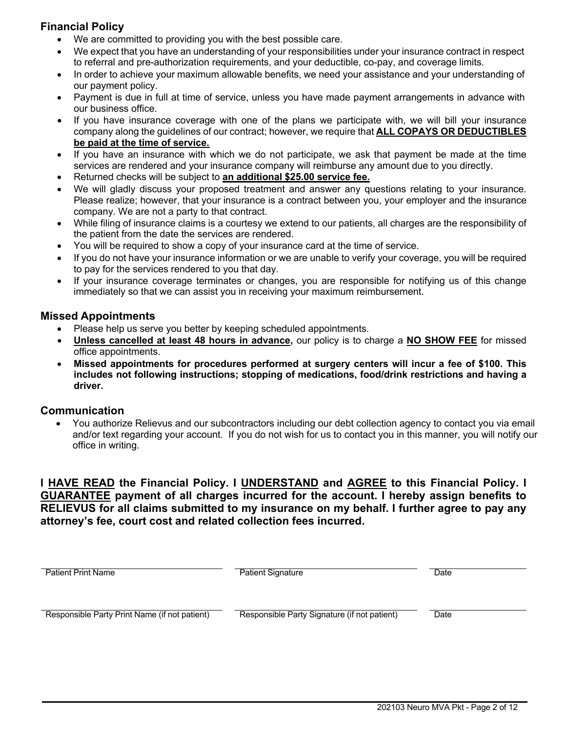## Financial Policy

- We are committed to providing you with the best possible care.
- We expect that you have an understanding of your responsibilities under your insurance contract in respect to referral and pre-authorization requirements, and your deductible, co-pay, and coverage limits.
- In order to achieve your maximum allowable benefits, we need your assistance and your understanding of our payment policy.
- Payment is due in full at time of service, unless you have made payment arrangements in advance with our business office.
- If you have insurance coverage with one of the plans we participate with, we will bill your insurance company along the guidelines of our contract; however, we require that **ALL COPAYS OR DEDUCTIBLES be paid at the time of service.**
- If you have an insurance with which we do not participate, we ask that payment be made at the time services are rendered and your insurance company will reimburse any amount due to you directly.
- Returned checks will be subject to **an additional $25.00 service fee.**
- We will gladly discuss your proposed treatment and answer any questions relating to your insurance. Please realize; however, that your insurance is a contract between you, your employer and the insurance company. We are not a party to that contract.
- While filing of insurance claims is a courtesy we extend to our patients, all charges are the responsibility of the patient from the date the services are rendered.
- You will be required to show a copy of your insurance card at the time of service.
- If you do not have your insurance information or we are unable to verify your coverage, you will be required to pay for the services rendered to you that day.
- If your insurance coverage terminates or changes, you are responsible for notifying us of this change immediately so that we can assist you in receiving your maximum reimbursement.

## Missed Appointments

- Please help us serve you better by keeping scheduled appointments.
- **Unless cancelled at least 48 hours in advance,** our policy is to charge a **NO SHOW FEE** for missed office appointments.
- **Missed appointments for procedures performed at surgery centers will incur a fee of $100. This includes not following instructions; stopping of medications, food/drink restrictions and having a driver.**

## Communication

- You authorize Relievus and our subcontractors including our debt collection agency to contact you via email and/or text regarding your account. If you do not wish for us to contact you in this manner, you will notify our office in writing.

**I HAVE READ the Financial Policy. I UNDERSTAND and AGREE to this Financial Policy. I GUARANTEE payment of all charges incurred for the account. I hereby assign benefits to RELIEVUS for all claims submitted to my insurance on my behalf. I further agree to pay any attorney's fee, court cost and related collection fees incurred.**

Patient Print Name ______________________ Patient Signature ______________________ Date __________

Responsible Party Print Name (if not patient) ______________________ Responsible Party Signature (if not patient) ______________________ Date __________

202103 Neuro MVA Pkt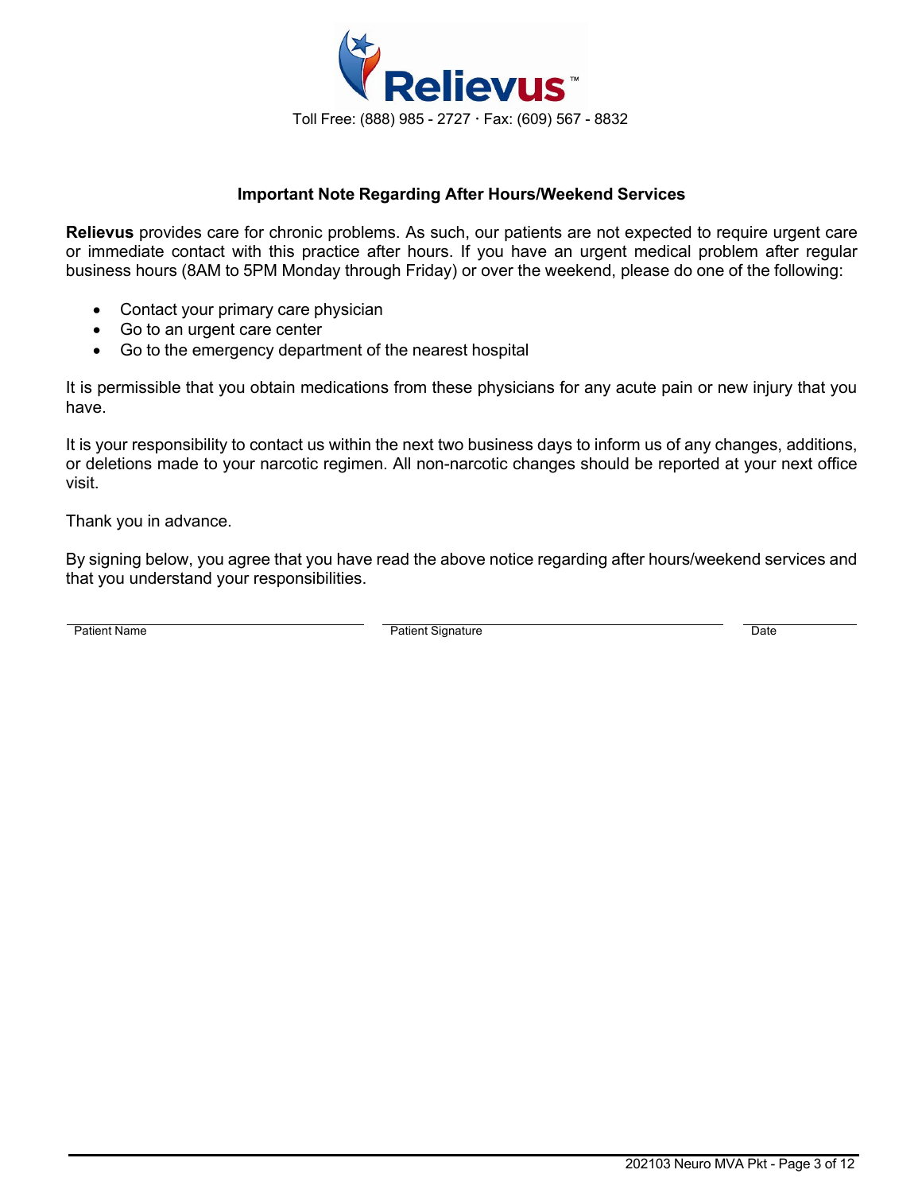Relievus™

Toll Free: (888) 985 - 2727 · Fax: (609) 567 - 8832

## Important Note Regarding After Hours/Weekend Services

**Relievus** provides care for chronic problems. As such, our patients are not expected to require urgent care or immediate contact with this practice after hours. If you have an urgent medical problem after regular business hours (8AM to 5PM Monday through Friday) or over the weekend, please do one of the following:

- Contact your primary care physician
- Go to an urgent care center
- Go to the emergency department of the nearest hospital

It is permissible that you obtain medications from these physicians for any acute pain or new injury that you have.

It is your responsibility to contact us within the next two business days to inform us of any changes, additions, or deletions made to your narcotic regimen. All non-narcotic changes should be reported at your next office visit.

Thank you in advance.

By signing below, you agree that you have read the above notice regarding after hours/weekend services and that you understand your responsibilities.

| Patient Name | Patient Signature | Date |
|---|---|---|
| | | |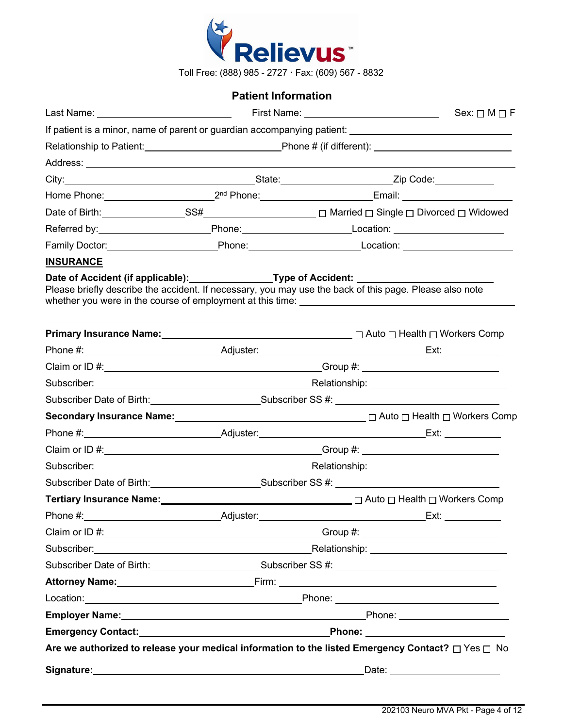Relievus™

Toll Free: (888) 985 - 2727 · Fax: (609) 567 - 8832

## Patient Information

Last Name: ____________________ First Name: ____________________ Sex: ☐ M ☐ F

If patient is a minor, name of parent or guardian accompanying patient: ____________________

Relationship to Patient: ____________________ Phone # (if different): ____________________

Address: ________________________________________

City: ____________________ State: ____________________ Zip Code: __________

Home Phone: ____________________ 2nd Phone: ____________________ Email: ____________________

Date of Birth: ______________ SS# ____________________ ☐ Married ☐ Single ☐ Divorced ☐ Widowed

Referred by: ____________________ Phone: ____________________ Location: ____________________

Family Doctor: ____________________ Phone: ____________________ Location: ____________________

**INSURANCE**

**Date of Accident (if applicable):** ______________ **Type of Accident:** ____________________

Please briefly describe the accident. If necessary, you may use the back of this page. Please also note whether you were in the course of employment at this time: ____________________

________________________________________

**Primary Insurance Name:** ______________________________ ☐ Auto ☐ Health ☐ Workers Comp

Phone #: ____________________ Adjuster: ______________________________ Ext: __________

Claim or ID #: ______________________________ Group #: ____________________

Subscriber: ______________________________ Relationship: ____________________

Subscriber Date of Birth: ____________________ Subscriber SS #: ____________________

**Secondary Insurance Name:** ______________________________ ☐ Auto ☐ Health ☐ Workers Comp

Phone #: ____________________ Adjuster: ______________________________ Ext: __________

Claim or ID #: ______________________________ Group #: ____________________

Subscriber: ______________________________ Relationship: ____________________

Subscriber Date of Birth: ____________________ Subscriber SS #: ____________________

**Tertiary Insurance Name:** ______________________________ ☐ Auto ☐ Health ☐ Workers Comp

Phone #: ____________________ Adjuster: ______________________________ Ext: __________

Claim or ID #: ______________________________ Group #: ____________________

Subscriber: ______________________________ Relationship: ____________________

Subscriber Date of Birth: ____________________ Subscriber SS #: ____________________

**Attorney Name:** ____________________ Firm: ______________________________

Location: ______________________________ Phone: ____________________

**Employer Name:** ______________________________ Phone: ____________________

**Emergency Contact:** ______________________________ **Phone:** ____________________

**Are we authorized to release your medical information to the listed Emergency Contact?** ☐ Yes ☐ No

**Signature:** ________________________________________ Date: ____________________

202103 Neuro MVA Pkt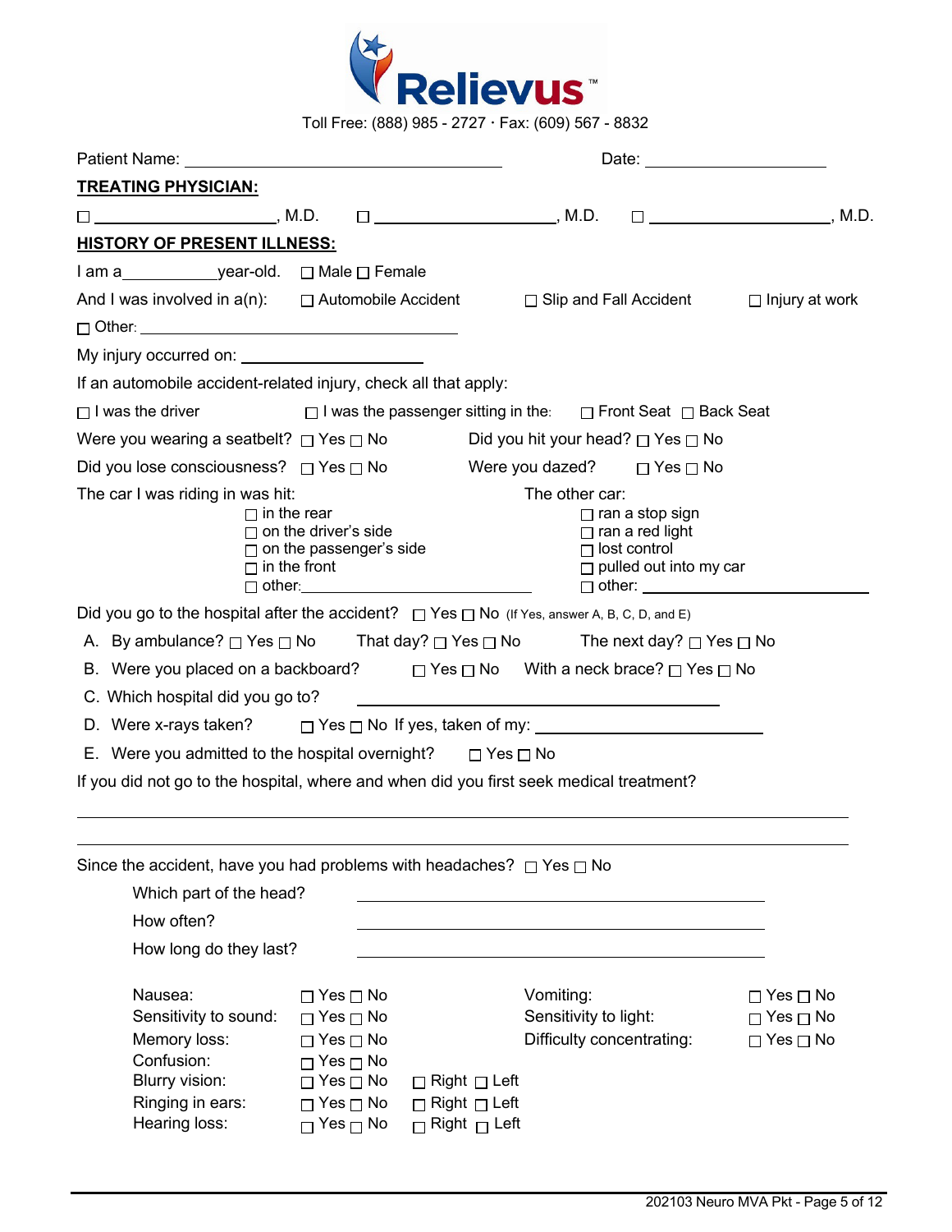# Relievus™

Toll Free: (888) 985 - 2727 · Fax: (609) 567 - 8832

Patient Name: ______________________________ Date: ____________________

**TREATING PHYSICIAN:**

☐ ____________________, M.D. ☐ ____________________, M.D. ☐ ____________________, M.D.

**HISTORY OF PRESENT ILLNESS:**

I am a__________year-old. ☐ Male ☐ Female

And I was involved in a(n): ☐ Automobile Accident ☐ Slip and Fall Accident ☐ Injury at work

☐ Other: ______________________________

My injury occurred on: ____________________

If an automobile accident-related injury, check all that apply:

☐ I was the driver ☐ I was the passenger sitting in the: ☐ Front Seat ☐ Back Seat

Were you wearing a seatbelt? ☐ Yes ☐ No Did you hit your head? ☐ Yes ☐ No

Did you lose consciousness? ☐ Yes ☐ No Were you dazed? ☐ Yes ☐ No

The car I was riding in was hit:

- ☐ in the rear
- ☐ on the driver's side
- ☐ on the passenger's side
- ☐ in the front
- ☐ other: ____________________

The other car:

- ☐ ran a stop sign
- ☐ ran a red light
- ☐ lost control
- ☐ pulled out into my car
- ☐ other: ____________________

Did you go to the hospital after the accident? ☐ Yes ☐ No (If Yes, answer A, B, C, D, and E)

A. By ambulance? ☐ Yes ☐ No That day? ☐ Yes ☐ No The next day? ☐ Yes ☐ No

B. Were you placed on a backboard? ☐ Yes ☐ No With a neck brace? ☐ Yes ☐ No

C. Which hospital did you go to? ______________________________

D. Were x-rays taken? ☐ Yes ☐ No If yes, taken of my: ____________________

E. Were you admitted to the hospital overnight? ☐ Yes ☐ No

If you did not go to the hospital, where and when did you first seek medical treatment?

____________________________________________________________

____________________________________________________________

Since the accident, have you had problems with headaches? ☐ Yes ☐ No

Which part of the head? ______________________________

How often? ______________________________

How long do they last? ______________________________

| | | | | |
|---|---|---|---|---|
| Nausea: | ☐ Yes ☐ No | | Vomiting: | ☐ Yes ☐ No |
| Sensitivity to sound: | ☐ Yes ☐ No | | Sensitivity to light: | ☐ Yes ☐ No |
| Memory loss: | ☐ Yes ☐ No | | Difficulty concentrating: | ☐ Yes ☐ No |
| Confusion: | ☐ Yes ☐ No | | | |
| Blurry vision: | ☐ Yes ☐ No | ☐ Right ☐ Left | | |
| Ringing in ears: | ☐ Yes ☐ No | ☐ Right ☐ Left | | |
| Hearing loss: | ☐ Yes ☐ No | ☐ Right ☐ Left | | |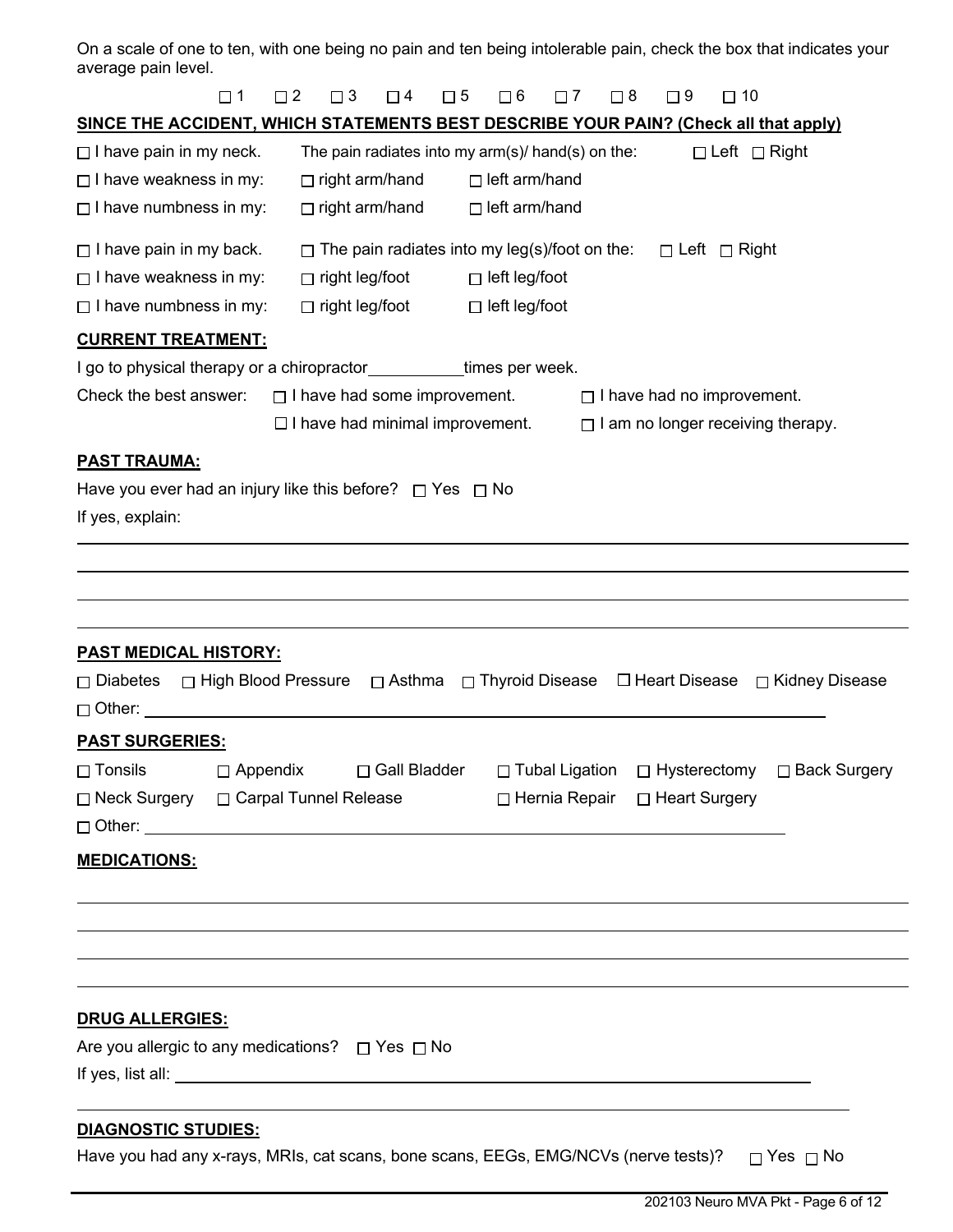On a scale of one to ten, with one being no pain and ten being intolerable pain, check the box that indicates your average pain level.

☐ 1 ☐ 2 ☐ 3 ☐ 4 ☐ 5 ☐ 6 ☐ 7 ☐ 8 ☐ 9 ☐ 10

**SINCE THE ACCIDENT, WHICH STATEMENTS BEST DESCRIBE YOUR PAIN? (Check all that apply)**

☐ I have pain in my neck. The pain radiates into my arm(s)/ hand(s) on the: ☐ Left ☐ Right

☐ I have weakness in my: ☐ right arm/hand ☐ left arm/hand

☐ I have numbness in my: ☐ right arm/hand ☐ left arm/hand

☐ I have pain in my back. ☐ The pain radiates into my leg(s)/foot on the: ☐ Left ☐ Right

☐ I have weakness in my: ☐ right leg/foot ☐ left leg/foot

☐ I have numbness in my: ☐ right leg/foot ☐ left leg/foot

**CURRENT TREATMENT:**

I go to physical therapy or a chiropractor__________times per week.

Check the best answer: ☐ I have had some improvement. ☐ I have had no improvement.

☐ I have had minimal improvement. ☐ I am no longer receiving therapy.

**PAST TRAUMA:**

Have you ever had an injury like this before? ☐ Yes ☐ No

If yes, explain:

______________________________________________________________________

______________________________________________________________________

______________________________________________________________________

______________________________________________________________________

**PAST MEDICAL HISTORY:**

☐ Diabetes ☐ High Blood Pressure ☐ Asthma ☐ Thyroid Disease ☐ Heart Disease ☐ Kidney Disease

☐ Other: ______________________________________________________________

**PAST SURGERIES:**

☐ Tonsils ☐ Appendix ☐ Gall Bladder ☐ Tubal Ligation ☐ Hysterectomy ☐ Back Surgery

☐ Neck Surgery ☐ Carpal Tunnel Release ☐ Hernia Repair ☐ Heart Surgery

☐ Other: ______________________________________________________________

**MEDICATIONS:**

______________________________________________________________________

______________________________________________________________________

______________________________________________________________________

______________________________________________________________________

**DRUG ALLERGIES:**

Are you allergic to any medications? ☐ Yes ☐ No

If yes, list all: ______________________________________________________

______________________________________________________________________

**DIAGNOSTIC STUDIES:**

Have you had any x-rays, MRIs, cat scans, bone scans, EEGs, EMG/NCVs (nerve tests)? ☐ Yes ☐ No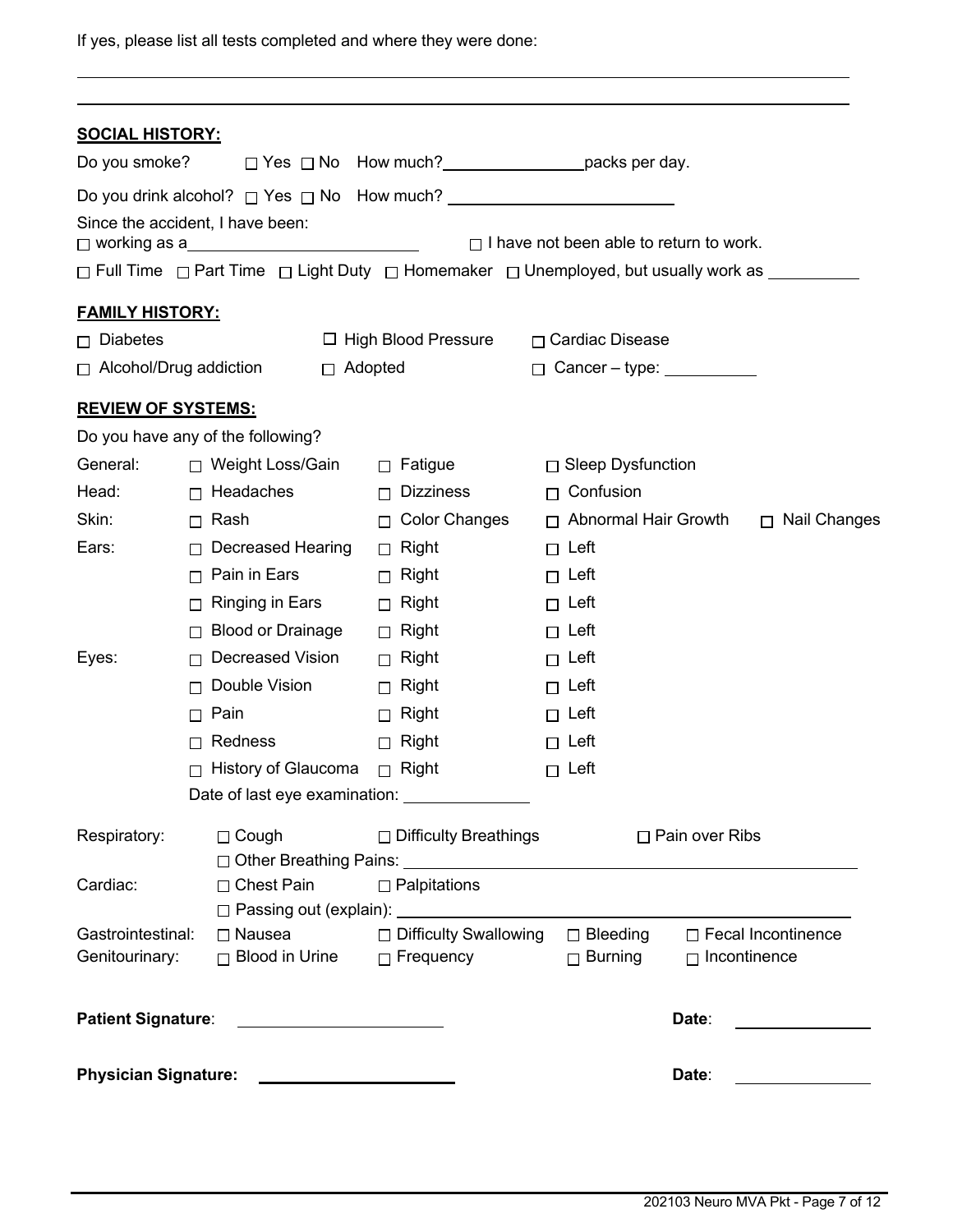If yes, please list all tests completed and where they were done:

\_\_\_\_\_\_\_\_\_\_\_\_\_\_\_\_\_\_\_\_\_\_\_\_\_\_\_\_\_\_\_\_\_\_\_\_\_\_\_\_\_\_\_\_\_\_\_\_\_\_\_\_\_\_\_\_\_\_\_\_\_\_\_\_\_\_\_\_

\_\_\_\_\_\_\_\_\_\_\_\_\_\_\_\_\_\_\_\_\_\_\_\_\_\_\_\_\_\_\_\_\_\_\_\_\_\_\_\_\_\_\_\_\_\_\_\_\_\_\_\_\_\_\_\_\_\_\_\_\_\_\_\_\_\_\_\_

**SOCIAL HISTORY:**

Do you smoke? ☐ Yes ☐ No How much?\_\_\_\_\_\_\_\_\_\_\_\_\_\_\_\_packs per day.

Do you drink alcohol? ☐ Yes ☐ No How much? \_\_\_\_\_\_\_\_\_\_\_\_\_\_\_\_\_\_\_\_\_\_\_\_

Since the accident, I have been:

☐ working as a\_\_\_\_\_\_\_\_\_\_\_\_\_\_\_\_\_\_\_\_\_\_\_\_ ☐ I have not been able to return to work.

☐ Full Time ☐ Part Time ☐ Light Duty ☐ Homemaker ☐ Unemployed, but usually work as \_\_\_\_\_\_\_\_\_\_

**FAMILY HISTORY:**

☐ Diabetes ☐ High Blood Pressure ☐ Cardiac Disease

☐ Alcohol/Drug addiction ☐ Adopted ☐ Cancer – type: \_\_\_\_\_\_\_\_\_\_

**REVIEW OF SYSTEMS:**

Do you have any of the following?

| | | | | |
|---|---|---|---|---|
| General: | ☐ Weight Loss/Gain | ☐ Fatigue | ☐ Sleep Dysfunction | |
| Head: | ☐ Headaches | ☐ Dizziness | ☐ Confusion | |
| Skin: | ☐ Rash | ☐ Color Changes | ☐ Abnormal Hair Growth | ☐ Nail Changes |
| Ears: | ☐ Decreased Hearing | ☐ Right | ☐ Left | |
| | ☐ Pain in Ears | ☐ Right | ☐ Left | |
| | ☐ Ringing in Ears | ☐ Right | ☐ Left | |
| | ☐ Blood or Drainage | ☐ Right | ☐ Left | |
| Eyes: | ☐ Decreased Vision | ☐ Right | ☐ Left | |
| | ☐ Double Vision | ☐ Right | ☐ Left | |
| | ☐ Pain | ☐ Right | ☐ Left | |
| | ☐ Redness | ☐ Right | ☐ Left | |
| | ☐ History of Glaucoma | ☐ Right | ☐ Left | |
| | Date of last eye examination: \_\_\_\_\_\_\_\_\_\_\_\_\_\_ | | | |

| | | | | |
|---|---|---|---|---|
| Respiratory: | ☐ Cough | ☐ Difficulty Breathings | ☐ Pain over Ribs | |
| | ☐ Other Breathing Pains: \_\_\_\_\_\_\_\_\_\_\_\_\_\_\_\_\_\_\_\_ | | | |
| Cardiac: | ☐ Chest Pain | ☐ Palpitations | | |
| | ☐ Passing out (explain): \_\_\_\_\_\_\_\_\_\_\_\_\_\_\_\_\_\_\_\_ | | | |
| Gastrointestinal: | ☐ Nausea | ☐ Difficulty Swallowing | ☐ Bleeding | ☐ Fecal Incontinence |
| Genitourinary: | ☐ Blood in Urine | ☐ Frequency | ☐ Burning | ☐ Incontinence |

**Patient Signature**: \_\_\_\_\_\_\_\_\_\_\_\_\_\_\_\_\_\_\_\_\_\_ **Date**: \_\_\_\_\_\_\_\_\_\_\_\_\_\_\_

**Physician Signature:** \_\_\_\_\_\_\_\_\_\_\_\_\_\_\_\_\_\_\_\_\_\_ **Date**: \_\_\_\_\_\_\_\_\_\_\_\_\_\_\_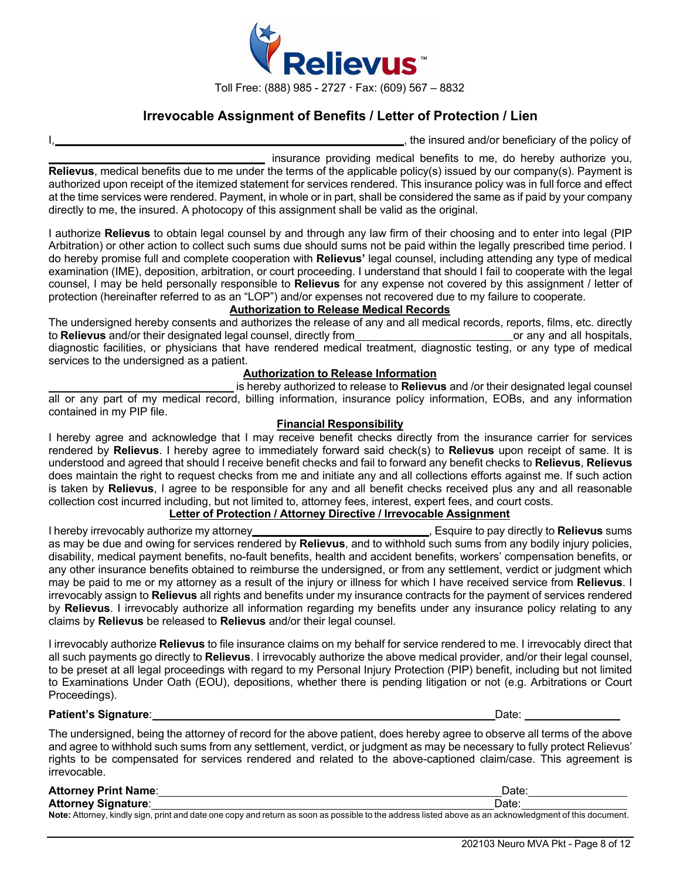Relievus™

Toll Free: (888) 985 - 2727 · Fax: (609) 567 – 8832

## Irrevocable Assignment of Benefits / Letter of Protection / Lien

I, ______________________________________, the insured and/or beneficiary of the policy of ______________________________ insurance providing medical benefits to me, do hereby authorize you, **Relievus**, medical benefits due to me under the terms of the applicable policy(s) issued by our company(s). Payment is authorized upon receipt of the itemized statement for services rendered. This insurance policy was in full force and effect at the time services were rendered. Payment, in whole or in part, shall be considered the same as if paid by your company directly to me, the insured. A photocopy of this assignment shall be valid as the original.

I authorize **Relievus** to obtain legal counsel by and through any law firm of their choosing and to enter into legal (PIP Arbitration) or other action to collect such sums due should sums not be paid within the legally prescribed time period. I do hereby promise full and complete cooperation with **Relievus'** legal counsel, including attending any type of medical examination (IME), deposition, arbitration, or court proceeding. I understand that should I fail to cooperate with the legal counsel, I may be held personally responsible to **Relievus** for any expense not covered by this assignment / letter of protection (hereinafter referred to as an "LOP") and/or expenses not recovered due to my failure to cooperate.

### Authorization to Release Medical Records

The undersigned hereby consents and authorizes the release of any and all medical records, reports, films, etc. directly to **Relievus** and/or their designated legal counsel, directly from ______________________ or any and all hospitals, diagnostic facilities, or physicians that have rendered medical treatment, diagnostic testing, or any type of medical services to the undersigned as a patient.

### Authorization to Release Information

______________________________ is hereby authorized to release to **Relievus** and /or their designated legal counsel all or any part of my medical record, billing information, insurance policy information, EOBs, and any information contained in my PIP file.

### Financial Responsibility

I hereby agree and acknowledge that I may receive benefit checks directly from the insurance carrier for services rendered by **Relievus**. I hereby agree to immediately forward said check(s) to **Relievus** upon receipt of same. It is understood and agreed that should I receive benefit checks and fail to forward any benefit checks to **Relievus**, **Relievus** does maintain the right to request checks from me and initiate any and all collections efforts against me. If such action is taken by **Relievus**, I agree to be responsible for any and all benefit checks received plus any and all reasonable collection cost incurred including, but not limited to, attorney fees, interest, expert fees, and court costs.

### Letter of Protection / Attorney Directive / Irrevocable Assignment

I hereby irrevocably authorize my attorney ______________________________, Esquire to pay directly to **Relievus** sums as may be due and owing for services rendered by **Relievus**, and to withhold such sums from any bodily injury policies, disability, medical payment benefits, no-fault benefits, health and accident benefits, workers' compensation benefits, or any other insurance benefits obtained to reimburse the undersigned, or from any settlement, verdict or judgment which may be paid to me or my attorney as a result of the injury or illness for which I have received service from **Relievus**. I irrevocably assign to **Relievus** all rights and benefits under my insurance contracts for the payment of services rendered by **Relievus**. I irrevocably authorize all information regarding my benefits under any insurance policy relating to any claims by **Relievus** be released to **Relievus** and/or their legal counsel.

I irrevocably authorize **Relievus** to file insurance claims on my behalf for service rendered to me. I irrevocably direct that all such payments go directly to **Relievus**. I irrevocably authorize the above medical provider, and/or their legal counsel, to be preset at all legal proceedings with regard to my Personal Injury Protection (PIP) benefit, including but not limited to Examinations Under Oath (EOU), depositions, whether there is pending litigation or not (e.g. Arbitrations or Court Proceedings).

**Patient's Signature**: ______________________________________ Date: ______________

The undersigned, being the attorney of record for the above patient, does hereby agree to observe all terms of the above and agree to withhold such sums from any settlement, verdict, or judgment as may be necessary to fully protect Relievus' rights to be compensated for services rendered and related to the above-captioned claim/case. This agreement is irrevocable.

**Attorney Print Name**: ______________________________________ Date: ______________

**Attorney Signature**: ______________________________________ Date: ______________

**Note:** Attorney, kindly sign, print and date one copy and return as soon as possible to the address listed above as an acknowledgment of this document.

202103 Neuro MVA Pkt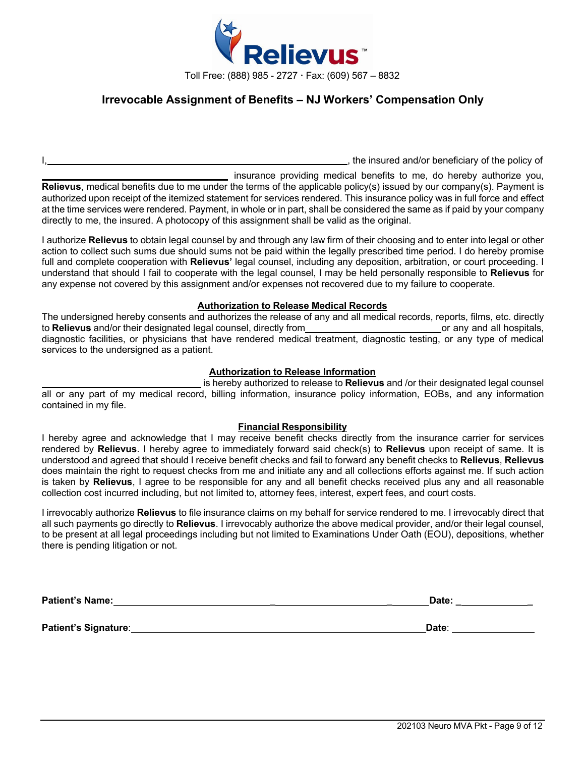Relievus™

Toll Free: (888) 985 - 2727 · Fax: (609) 567 – 8832

## Irrevocable Assignment of Benefits – NJ Workers' Compensation Only

I,\_\_\_\_\_\_\_\_\_\_\_\_\_\_\_\_\_\_\_\_\_\_\_\_\_\_\_\_\_\_\_\_\_\_\_\_\_\_\_\_\_\_\_\_\_\_\_\_\_\_\_\_\_\_, the insured and/or beneficiary of the policy of \_\_\_\_\_\_\_\_\_\_\_\_\_\_\_\_\_\_\_\_\_\_\_\_\_\_\_\_\_\_\_\_\_ insurance providing medical benefits to me, do hereby authorize you, **Relievus**, medical benefits due to me under the terms of the applicable policy(s) issued by our company(s). Payment is authorized upon receipt of the itemized statement for services rendered. This insurance policy was in full force and effect at the time services were rendered. Payment, in whole or in part, shall be considered the same as if paid by your company directly to me, the insured. A photocopy of this assignment shall be valid as the original.

I authorize **Relievus** to obtain legal counsel by and through any law firm of their choosing and to enter into legal or other action to collect such sums due should sums not be paid within the legally prescribed time period. I do hereby promise full and complete cooperation with **Relievus'** legal counsel, including any deposition, arbitration, or court proceeding. I understand that should I fail to cooperate with the legal counsel, I may be held personally responsible to **Relievus** for any expense not covered by this assignment and/or expenses not recovered due to my failure to cooperate.

### Authorization to Release Medical Records

The undersigned hereby consents and authorizes the release of any and all medical records, reports, films, etc. directly to **Relievus** and/or their designated legal counsel, directly from\_\_\_\_\_\_\_\_\_\_\_\_\_\_\_\_\_\_\_\_\_\_\_\_\_or any and all hospitals, diagnostic facilities, or physicians that have rendered medical treatment, diagnostic testing, or any type of medical services to the undersigned as a patient.

### Authorization to Release Information

\_\_\_\_\_\_\_\_\_\_\_\_\_\_\_\_\_\_\_\_\_\_\_\_\_\_\_\_\_ is hereby authorized to release to **Relievus** and /or their designated legal counsel all or any part of my medical record, billing information, insurance policy information, EOBs, and any information contained in my file.

### Financial Responsibility

I hereby agree and acknowledge that I may receive benefit checks directly from the insurance carrier for services rendered by **Relievus**. I hereby agree to immediately forward said check(s) to **Relievus** upon receipt of same. It is understood and agreed that should I receive benefit checks and fail to forward any benefit checks to **Relievus**, **Relievus** does maintain the right to request checks from me and initiate any and all collections efforts against me. If such action is taken by **Relievus**, I agree to be responsible for any and all benefit checks received plus any and all reasonable collection cost incurred including, but not limited to, attorney fees, interest, expert fees, and court costs.

I irrevocably authorize **Relievus** to file insurance claims on my behalf for service rendered to me. I irrevocably direct that all such payments go directly to **Relievus**. I irrevocably authorize the above medical provider, and/or their legal counsel, to be present at all legal proceedings including but not limited to Examinations Under Oath (EOU), depositions, whether there is pending litigation or not.

**Patient's Name:**\_\_\_\_\_\_\_\_\_\_\_\_\_\_\_\_\_\_\_\_\_\_\_\_\_\_\_\_\_\_\_\_\_\_\_\_\_\_\_\_\_\_\_\_\_\_\_\_\_\_\_\_\_\_ **Date:** \_\_\_\_\_\_\_\_\_\_\_\_\_\_

**Patient's Signature**:\_\_\_\_\_\_\_\_\_\_\_\_\_\_\_\_\_\_\_\_\_\_\_\_\_\_\_\_\_\_\_\_\_\_\_\_\_\_\_\_\_\_\_\_\_\_\_\_\_\_\_ **Date**: \_\_\_\_\_\_\_\_\_\_\_\_\_\_\_\_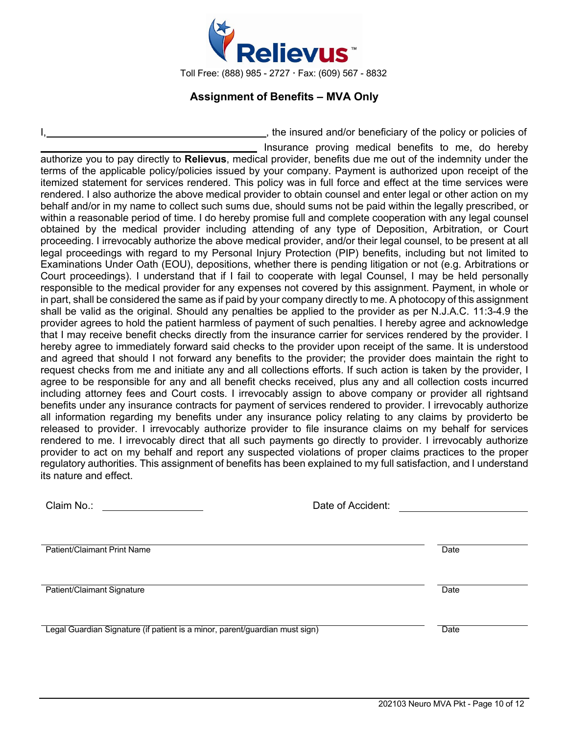Relievus™

Toll Free: (888) 985 - 2727 · Fax: (609) 567 - 8832

## Assignment of Benefits – MVA Only

I, ________________________________________, the insured and/or beneficiary of the policy or policies of ________________________________________ Insurance proving medical benefits to me, do hereby authorize you to pay directly to **Relievus**, medical provider, benefits due me out of the indemnity under the terms of the applicable policy/policies issued by your company. Payment is authorized upon receipt of the itemized statement for services rendered. This policy was in full force and effect at the time services were rendered. I also authorize the above medical provider to obtain counsel and enter legal or other action on my behalf and/or in my name to collect such sums due, should sums not be paid within the legally prescribed, or within a reasonable period of time. I do hereby promise full and complete cooperation with any legal counsel obtained by the medical provider including attending of any type of Deposition, Arbitration, or Court proceeding. I irrevocably authorize the above medical provider, and/or their legal counsel, to be present at all legal proceedings with regard to my Personal Injury Protection (PIP) benefits, including but not limited to Examinations Under Oath (EOU), depositions, whether there is pending litigation or not (e.g. Arbitrations or Court proceedings). I understand that if I fail to cooperate with legal Counsel, I may be held personally responsible to the medical provider for any expenses not covered by this assignment. Payment, in whole or in part, shall be considered the same as if paid by your company directly to me. A photocopy of this assignment shall be valid as the original. Should any penalties be applied to the provider as per N.J.A.C. 11:3-4.9 the provider agrees to hold the patient harmless of payment of such penalties. I hereby agree and acknowledge that I may receive benefit checks directly from the insurance carrier for services rendered by the provider. I hereby agree to immediately forward said checks to the provider upon receipt of the same. It is understood and agreed that should I not forward any benefits to the provider; the provider does maintain the right to request checks from me and initiate any and all collections efforts. If such action is taken by the provider, I agree to be responsible for any and all benefit checks received, plus any and all collection costs incurred including attorney fees and Court costs. I irrevocably assign to above company or provider all rightsand benefits under any insurance contracts for payment of services rendered to provider. I irrevocably authorize all information regarding my benefits under any insurance policy relating to any claims by providerto be released to provider. I irrevocably authorize provider to file insurance claims on my behalf for services rendered to me. I irrevocably direct that all such payments go directly to provider. I irrevocably authorize provider to act on my behalf and report any suspected violations of proper claims practices to the proper regulatory authorities. This assignment of benefits has been explained to my full satisfaction, and I understand its nature and effect.

Claim No.: ____________________ Date of Accident: ________________________

________________________________________________ ____________
Patient/Claimant Print Name Date

________________________________________________ ____________
Patient/Claimant Signature Date

________________________________________________ ____________
Legal Guardian Signature (if patient is a minor, parent/guardian must sign) Date

202103 Neuro MVA Pkt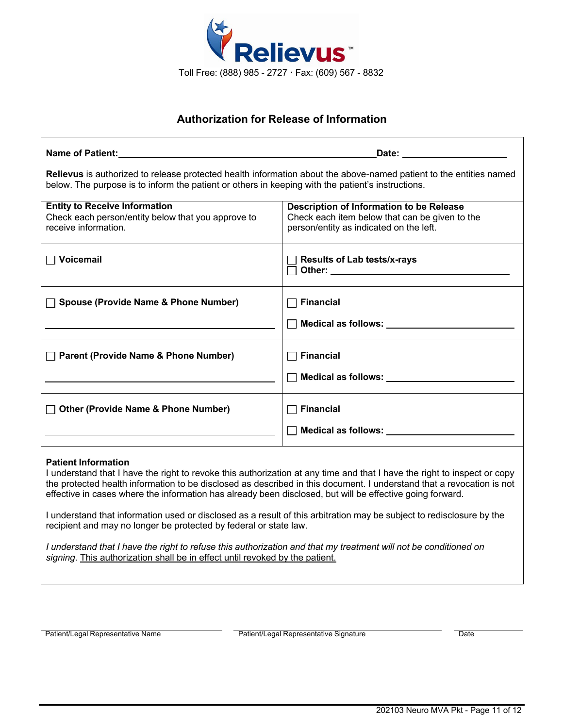Relievus™

Toll Free: (888) 985 - 2727 · Fax: (609) 567 - 8832

## Authorization for Release of Information

**Name of Patient:**\_\_\_\_\_\_\_\_\_\_\_\_\_\_\_\_\_\_\_\_\_\_\_\_\_\_\_\_\_\_\_\_\_\_\_\_\_\_\_\_\_\_\_\_ **Date:** \_\_\_\_\_\_\_\_\_\_\_\_\_\_\_\_\_\_\_\_

**Relievus** is authorized to release protected health information about the above-named patient to the entities named below. The purpose is to inform the patient or others in keeping with the patient's instructions.

| **Entity to Receive Information**<br>Check each person/entity below that you approve to receive information. | **Description of Information to be Release**<br>Check each item below that can be given to the person/entity as indicated on the left. |
|---|---|
| ☐ **Voicemail** | ☐ **Results of Lab tests/x-rays**<br>☐ **Other:** \_\_\_\_\_\_\_\_\_\_\_\_\_\_\_\_\_\_\_\_\_\_\_\_\_\_\_\_\_\_ |
| ☐ **Spouse (Provide Name & Phone Number)**<br>\_\_\_\_\_\_\_\_\_\_\_\_\_\_\_\_\_\_\_\_\_\_\_\_\_\_\_\_\_\_\_\_\_\_\_\_\_\_ | ☐ **Financial**<br>☐ **Medical as follows:** \_\_\_\_\_\_\_\_\_\_\_\_\_\_\_\_\_\_\_\_ |
| ☐ **Parent (Provide Name & Phone Number)**<br>\_\_\_\_\_\_\_\_\_\_\_\_\_\_\_\_\_\_\_\_\_\_\_\_\_\_\_\_\_\_\_\_\_\_\_\_\_\_ | ☐ **Financial**<br>☐ **Medical as follows:** \_\_\_\_\_\_\_\_\_\_\_\_\_\_\_\_\_\_\_\_ |
| ☐ **Other (Provide Name & Phone Number)**<br>\_\_\_\_\_\_\_\_\_\_\_\_\_\_\_\_\_\_\_\_\_\_\_\_\_\_\_\_\_\_\_\_\_\_\_\_\_\_ | ☐ **Financial**<br>☐ **Medical as follows:** \_\_\_\_\_\_\_\_\_\_\_\_\_\_\_\_\_\_\_\_ |

**Patient Information**

I understand that I have the right to revoke this authorization at any time and that I have the right to inspect or copy the protected health information to be disclosed as described in this document. I understand that a revocation is not effective in cases where the information has already been disclosed, but will be effective going forward.

I understand that information used or disclosed as a result of this arbitration may be subject to redisclosure by the recipient and may no longer be protected by federal or state law.

*I understand that I have the right to refuse this authorization and that my treatment will not be conditioned on signing*. <u>This authorization shall be in effect until revoked by the patient.</u>

\_\_\_\_\_\_\_\_\_\_\_\_\_\_\_\_\_\_\_\_\_\_\_\_\_\_\_\_\_\_ \_\_\_\_\_\_\_\_\_\_\_\_\_\_\_\_\_\_\_\_\_\_\_\_\_\_\_\_\_\_\_\_\_\_ \_\_\_\_\_\_\_\_\_\_\_\_

Patient/Legal Representative Name | Patient/Legal Representative Signature | Date

202103 Neuro MVA Pkt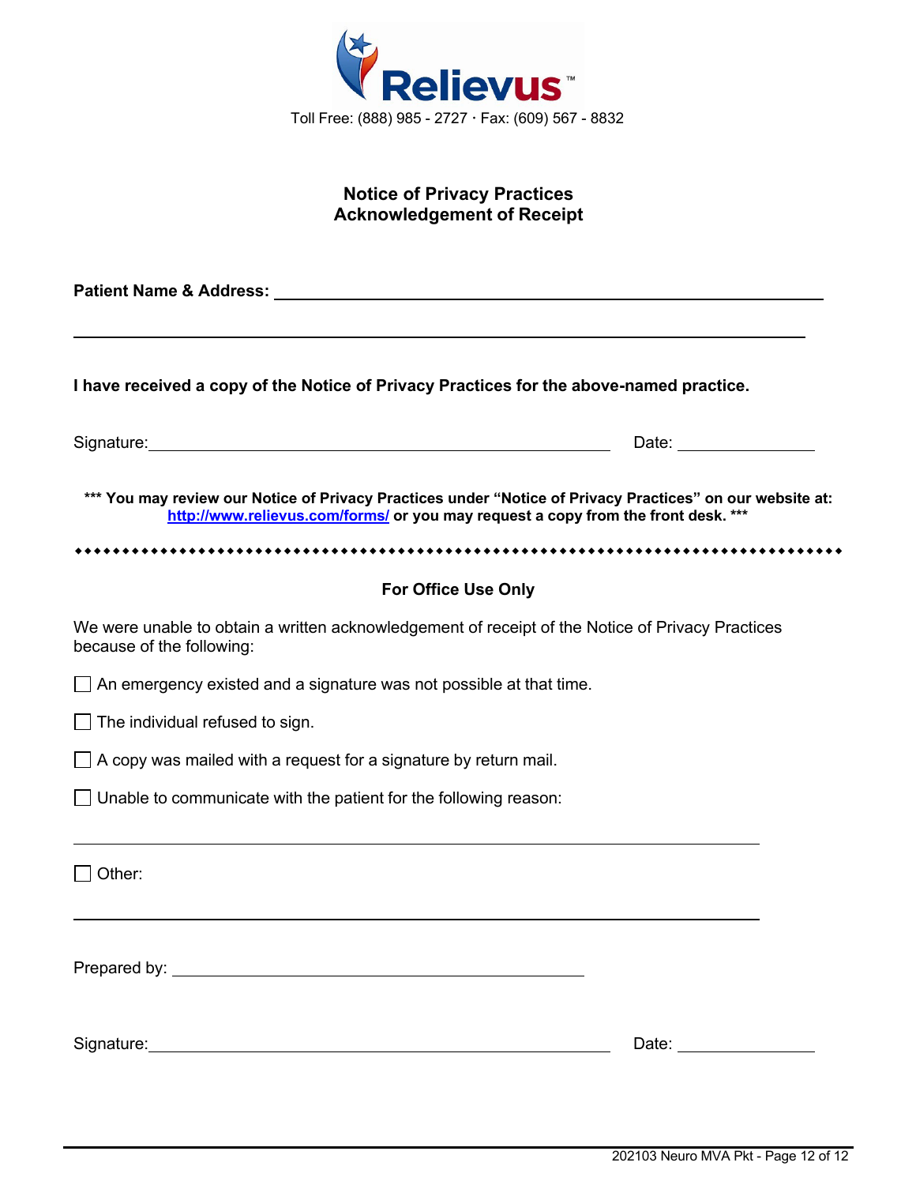**Relievus**™

Toll Free: (888) 985 - 2727 · Fax: (609) 567 - 8832

## Notice of Privacy Practices
## Acknowledgement of Receipt

**Patient Name & Address:** ______________________________________________________

__________________________________________________________________________

**I have received a copy of the Notice of Privacy Practices for the above-named practice.**

Signature:_____________________________________________ Date: ____________

**\*\*\* You may review our Notice of Privacy Practices under "Notice of Privacy Practices" on our website at: [http://www.relievus.com/forms/](http://www.relievus.com/forms/) or you may request a copy from the front desk. \*\*\***

◆◆◆◆◆◆◆◆◆◆◆◆◆◆◆◆◆◆◆◆◆◆◆◆◆◆◆◆◆◆◆◆◆◆◆◆◆◆◆◆◆◆◆◆◆◆◆◆◆◆◆◆◆◆◆◆◆◆◆◆◆◆◆◆◆◆◆◆◆◆◆◆

### For Office Use Only

We were unable to obtain a written acknowledgement of receipt of the Notice of Privacy Practices because of the following:

☐ An emergency existed and a signature was not possible at that time.

☐ The individual refused to sign.

☐ A copy was mailed with a request for a signature by return mail.

☐ Unable to communicate with the patient for the following reason:

__________________________________________________________________________

☐ Other:

__________________________________________________________________________

Prepared by: ________________________________________

Signature:_____________________________________________ Date: ____________